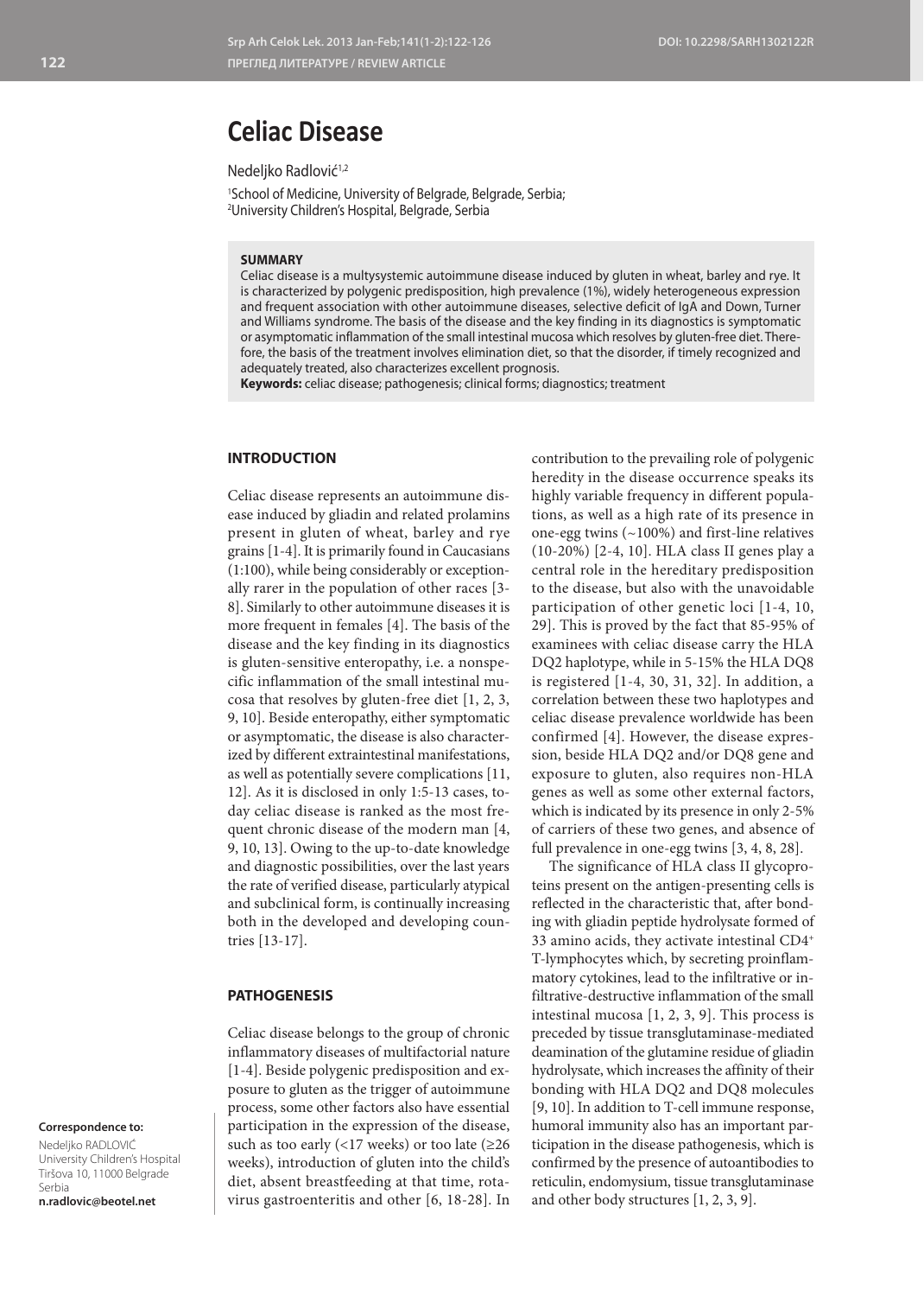# Celiac Disease

Nedeljko Radlović[1,2]

[1]School of Medicine, University of Belgrade, Belgrade, Serbia;
[2]University Children's Hospital, Belgrade, Serbia

**SUMMARY**

Celiac disease is a multysystemic autoimmune disease induced by gluten in wheat, barley and rye. It is characterized by polygenic predisposition, high prevalence (1%), widely heterogeneous expression and frequent association with other autoimmune diseases, selective deficit of IgA and Down, Turner and Williams syndrome. The basis of the disease and the key finding in its diagnostics is symptomatic or asymptomatic inflammation of the small intestinal mucosa which resolves by gluten-free diet. Therefore, the basis of the treatment involves elimination diet, so that the disorder, if timely recognized and adequately treated, also characterizes excellent prognosis.

**Keywords:** celiac disease; pathogenesis; clinical forms; diagnostics; treatment

## INTRODUCTION

Celiac disease represents an autoimmune disease induced by gliadin and related prolamins present in gluten of wheat, barley and rye grains [1-4]. It is primarily found in Caucasians (1:100), while being considerably or exceptionally rarer in the population of other races [3-8]. Similarly to other autoimmune diseases it is more frequent in females [4]. The basis of the disease and the key finding in its diagnostics is gluten-sensitive enteropathy, i.e. a nonspecific inflammation of the small intestinal mucosa that resolves by gluten-free diet [1, 2, 3, 9, 10]. Beside enteropathy, either symptomatic or asymptomatic, the disease is also characterized by different extraintestinal manifestations, as well as potentially severe complications [11, 12]. As it is disclosed in only 1:5-13 cases, today celiac disease is ranked as the most frequent chronic disease of the modern man [4, 9, 10, 13]. Owing to the up-to-date knowledge and diagnostic possibilities, over the last years the rate of verified disease, particularly atypical and subclinical form, is continually increasing both in the developed and developing countries [13-17].

## PATHOGENESIS

Celiac disease belongs to the group of chronic inflammatory diseases of multifactorial nature [1-4]. Beside polygenic predisposition and exposure to gluten as the trigger of autoimmune process, some other factors also have essential participation in the expression of the disease, such as too early (<17 weeks) or too late (≥26 weeks), introduction of gluten into the child's diet, absent breastfeeding at that time, rotavirus gastroenteritis and other [6, 18-28]. In contribution to the prevailing role of polygenic heredity in the disease occurrence speaks its highly variable frequency in different populations, as well as a high rate of its presence in one-egg twins (~100%) and first-line relatives (10-20%) [2-4, 10]. HLA class II genes play a central role in the hereditary predisposition to the disease, but also with the unavoidable participation of other genetic loci [1-4, 10, 29]. This is proved by the fact that 85-95% of examinees with celiac disease carry the HLA DQ2 haplotype, while in 5-15% the HLA DQ8 is registered [1-4, 30, 31, 32]. In addition, a correlation between these two haplotypes and celiac disease prevalence worldwide has been confirmed [4]. However, the disease expression, beside HLA DQ2 and/or DQ8 gene and exposure to gluten, also requires non-HLA genes as well as some other external factors, which is indicated by its presence in only 2-5% of carriers of these two genes, and absence of full prevalence in one-egg twins [3, 4, 8, 28].

The significance of HLA class II glycoproteins present on the antigen-presenting cells is reflected in the characteristic that, after bonding with gliadin peptide hydrolysate formed of 33 amino acids, they activate intestinal $CD4^+$ T-lymphocytes which, by secreting proinflammatory cytokines, lead to the infiltrative or infiltrative-destructive inflammation of the small intestinal mucosa [1, 2, 3, 9]. This process is preceded by tissue transglutaminase-mediated deamination of the glutamine residue of gliadin hydrolysate, which increases the affinity of their bonding with HLA DQ2 and DQ8 molecules [9, 10]. In addition to T-cell immune response, humoral immunity also has an important participation in the disease pathogenesis, which is confirmed by the presence of autoantibodies to reticulin, endomysium, tissue transglutaminase and other body structures [1, 2, 3, 9].

**Correspondence to:**
Nedeljko RADLOVIĆ
University Children's Hospital
Tiršova 10, 11000 Belgrade
Serbia
**n.radlovic@beotel.net**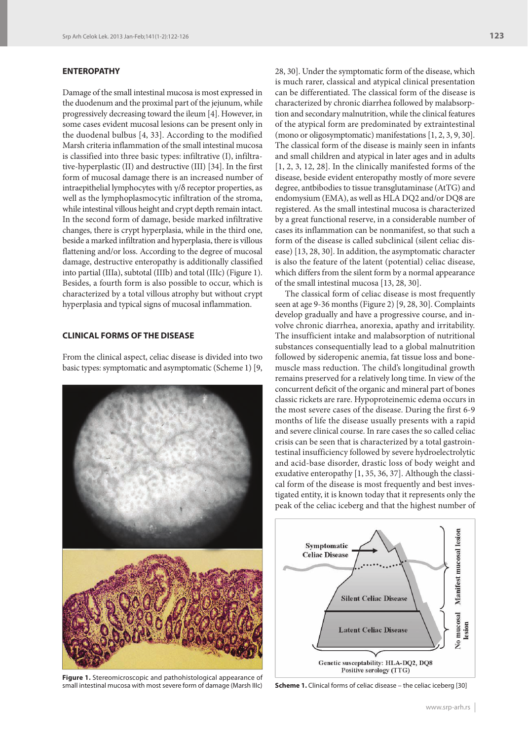## ENTEROPATHY

Damage of the small intestinal mucosa is most expressed in the duodenum and the proximal part of the jejunum, while progressively decreasing toward the ileum [4]. However, in some cases evident mucosal lesions can be present only in the duodenal bulbus [4, 33]. According to the modified Marsh criteria inflammation of the small intestinal mucosa is classified into three basic types: infiltrative (I), infiltrative-hyperplastic (II) and destructive (III) [34]. In the first form of mucosal damage there is an increased number of intraepithelial lymphocytes with γ/δ receptor properties, as well as the lymphoplasmocytic infiltration of the stroma, while intestinal villous height and crypt depth remain intact. In the second form of damage, beside marked infiltrative changes, there is crypt hyperplasia, while in the third one, beside a marked infiltration and hyperplasia, there is villous flattening and/or loss. According to the degree of mucosal damage, destructive enteropathy is additionally classified into partial (IIIa), subtotal (IIIb) and total (IIIc) (Figure 1). Besides, a fourth form is also possible to occur, which is characterized by a total villous atrophy but without crypt hyperplasia and typical signs of mucosal inflammation.

## CLINICAL FORMS OF THE DISEASE

From the clinical aspect, celiac disease is divided into two basic types: symptomatic and asymptomatic (Scheme 1) [9, 28, 30]. Under the symptomatic form of the disease, which is much rarer, classical and atypical clinical presentation can be differentiated. The classical form of the disease is characterized by chronic diarrhea followed by malabsorption and secondary malnutrition, while the clinical features of the atypical form are predominated by extraintestinal (mono or oligosymptomatic) manifestations [1, 2, 3, 9, 30]. The classical form of the disease is mainly seen in infants and small children and atypical in later ages and in adults [1, 2, 3, 12, 28]. In the clinically manifested forms of the disease, beside evident enteropathy mostly of more severe degree, antbibodies to tissue transglutaminase (AtTG) and endomysium (EMA), as well as HLA DQ2 and/or DQ8 are registered. As the small intestinal mucosa is characterized by a great functional reserve, in a considerable number of cases its inflammation can be nonmanifest, so that such a form of the disease is called subclinical (silent celiac disease) [13, 28, 30]. In addition, the asymptomatic character is also the feature of the latent (potential) celiac disease, which differs from the silent form by a normal appearance of the small intestinal mucosa [13, 28, 30].

The classical form of celiac disease is most frequently seen at age 9-36 months (Figure 2) [9, 28, 30]. Complaints develop gradually and have a progressive course, and involve chronic diarrhea, anorexia, apathy and irritability. The insufficient intake and malabsorption of nutritional substances consequently lead to a global malnutrition followed by sideropenic anemia, fat tissue loss and bone-muscle mass reduction. The child's longitudinal growth remains preserved for a relatively long time. In view of the concurrent deficit of the organic and mineral part of bones classic rickets are rare. Hypoproteinemic edema occurs in the most severe cases of the disease. During the first 6-9 months of life the disease usually presents with a rapid and severe clinical course. In rare cases the so called celiac crisis can be seen that is characterized by a total gastrointestinal insufficiency followed by severe hydroelectrolytic and acid-base disorder, drastic loss of body weight and exudative enteropathy [1, 35, 36, 37]. Although the classical form of the disease is most frequently and best investigated entity, it is known today that it represents only the peak of the celiac iceberg and that the highest number of

**Figure 1.** Stereomicroscopic and pathohistological appearance of small intestinal mucosa with most severe form of damage (Marsh IIIc)

**Scheme 1.** Clinical forms of celiac disease – the celiac iceberg [30]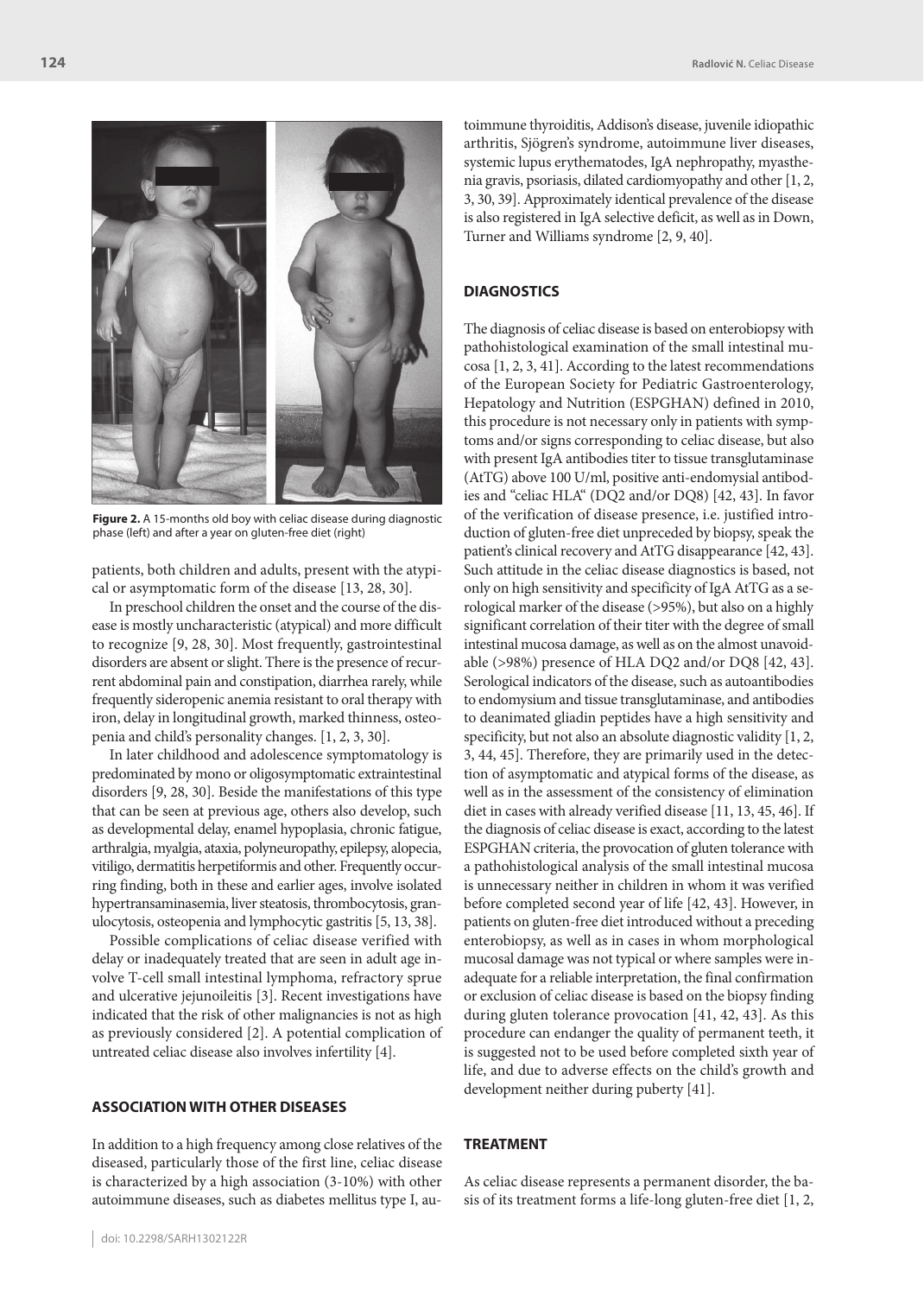**Figure 2.** A 15-months old boy with celiac disease during diagnostic phase (left) and after a year on gluten-free diet (right)

patients, both children and adults, present with the atypical or asymptomatic form of the disease [13, 28, 30].

In preschool children the onset and the course of the disease is mostly uncharacteristic (atypical) and more difficult to recognize [9, 28, 30]. Most frequently, gastrointestinal disorders are absent or slight. There is the presence of recurrent abdominal pain and constipation, diarrhea rarely, while frequently sideropenic anemia resistant to oral therapy with iron, delay in longitudinal growth, marked thinness, osteopenia and child's personality changes. [1, 2, 3, 30].

In later childhood and adolescence symptomatology is predominated by mono or oligosymptomatic extraintestinal disorders [9, 28, 30]. Beside the manifestations of this type that can be seen at previous age, others also develop, such as developmental delay, enamel hypoplasia, chronic fatigue, arthralgia, myalgia, ataxia, polyneuropathy, epilepsy, alopecia, vitiligo, dermatitis herpetiformis and other. Frequently occurring finding, both in these and earlier ages, involve isolated hypertransaminasemia, liver steatosis, thrombocytosis, granulocytosis, osteopenia and lymphocytic gastritis [5, 13, 38].

Possible complications of celiac disease verified with delay or inadequately treated that are seen in adult age involve T-cell small intestinal lymphoma, refractory sprue and ulcerative jejunoileitis [3]. Recent investigations have indicated that the risk of other malignancies is not as high as previously considered [2]. A potential complication of untreated celiac disease also involves infertility [4].

## ASSOCIATION WITH OTHER DISEASES

In addition to a high frequency among close relatives of the diseased, particularly those of the first line, celiac disease is characterized by a high association (3-10%) with other autoimmune diseases, such as diabetes mellitus type I, autoimmune thyroiditis, Addison's disease, juvenile idiopathic arthritis, Sjögren's syndrome, autoimmune liver diseases, systemic lupus erythematodes, IgA nephropathy, myasthenia gravis, psoriasis, dilated cardiomyopathy and other [1, 2, 3, 30, 39]. Approximately identical prevalence of the disease is also registered in IgA selective deficit, as well as in Down, Turner and Williams syndrome [2, 9, 40].

## DIAGNOSTICS

The diagnosis of celiac disease is based on enterobiopsy with pathohistological examination of the small intestinal mucosa [1, 2, 3, 41]. According to the latest recommendations of the European Society for Pediatric Gastroenterology, Hepatology and Nutrition (ESPGHAN) defined in 2010, this procedure is not necessary only in patients with symptoms and/or signs corresponding to celiac disease, but also with present IgA antibodies titer to tissue transglutaminase (AtTG) above 100 U/ml, positive anti-endomysial antibodies and "celiac HLA" (DQ2 and/or DQ8) [42, 43]. In favor of the verification of disease presence, i.e. justified introduction of gluten-free diet unpreceded by biopsy, speak the patient's clinical recovery and AtTG disappearance [42, 43]. Such attitude in the celiac disease diagnostics is based, not only on high sensitivity and specificity of IgA AtTG as a serological marker of the disease (>95%), but also on a highly significant correlation of their titer with the degree of small intestinal mucosa damage, as well as on the almost unavoidable (>98%) presence of HLA DQ2 and/or DQ8 [42, 43]. Serological indicators of the disease, such as autoantibodies to endomysium and tissue transglutaminase, and antibodies to deanimated gliadin peptides have a high sensitivity and specificity, but not also an absolute diagnostic validity [1, 2, 3, 44, 45]. Therefore, they are primarily used in the detection of asymptomatic and atypical forms of the disease, as well as in the assessment of the consistency of elimination diet in cases with already verified disease [11, 13, 45, 46]. If the diagnosis of celiac disease is exact, according to the latest ESPGHAN criteria, the provocation of gluten tolerance with a pathohistological analysis of the small intestinal mucosa is unnecessary neither in children in whom it was verified before completed second year of life [42, 43]. However, in patients on gluten-free diet introduced without a preceding enterobiopsy, as well as in cases in whom morphological mucosal damage was not typical or where samples were inadequate for a reliable interpretation, the final confirmation or exclusion of celiac disease is based on the biopsy finding during gluten tolerance provocation [41, 42, 43]. As this procedure can endanger the quality of permanent teeth, it is suggested not to be used before completed sixth year of life, and due to adverse effects on the child's growth and development neither during puberty [41].

## TREATMENT

As celiac disease represents a permanent disorder, the basis of its treatment forms a life-long gluten-free diet [1, 2,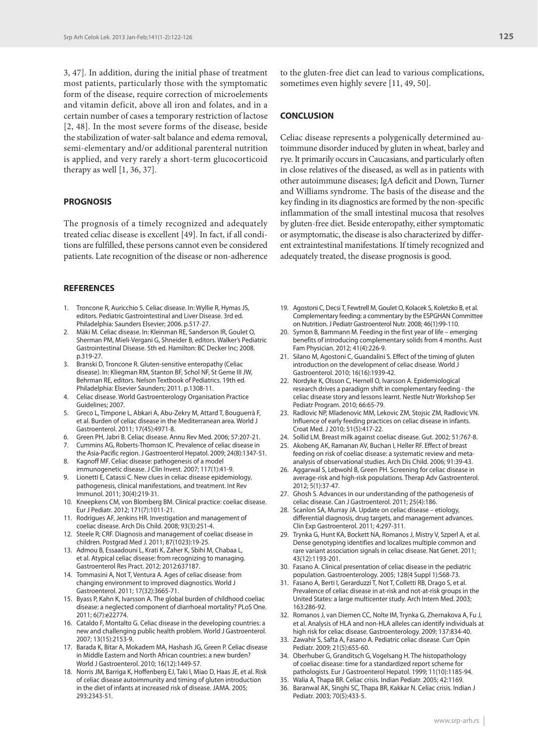3, 47]. In addition, during the initial phase of treatment most patients, particularly those with the symptomatic form of the disease, require correction of microelements and vitamin deficit, above all iron and folates, and in a certain number of cases a temporary restriction of lactose [2, 48]. In the most severe forms of the disease, beside the stabilization of water-salt balance and edema removal, semi-elementary and/or additional parenteral nutrition is applied, and very rarely a short-term glucocorticoid therapy as well [1, 36, 37].

## PROGNOSIS

The prognosis of a timely recognized and adequately treated celiac disease is excellent [49]. In fact, if all conditions are fulfilled, these persons cannot even be considered patients. Late recognition of the disease or non-adherence to the gluten-free diet can lead to various complications, sometimes even highly severe [11, 49, 50].

## CONCLUSION

Celiac disease represents a polygenically determined autoimmune disorder induced by gluten in wheat, barley and rye. It primarily occurs in Caucasians, and particularly often in close relatives of the diseased, as well as in patients with other autoimmune diseases; IgA deficit and Down, Turner and Williams syndrome. The basis of the disease and the key finding in its diagnostics are formed by the non-specific inflammation of the small intestinal mucosa that resolves by gluten-free diet. Beside enteropathy, either symptomatic or asymptomatic, the disease is also characterized by different extraintestinal manifestations. If timely recognized and adequately treated, the disease prognosis is good.

## REFERENCES

1. Troncone R, Auricchio S. Celiac disease. In: Wyllie R, Hymas JS, editors. Pediatric Gastrointestinal and Liver Disease. 3rd ed. Philadelphia: Saunders Elsevier; 2006. p.517-27.
2. Mäki M. Celiac disease. In: Kleinman RE, Sanderson IR, Goulet O, Sherman PM, Mieli-Vergani G, Shneider B, editors. Walker's Pediatric Gastrointestinal Disease. 5th ed. Hamilton: BC Decker Inc; 2008. p.319-27.
3. Branski D, Troncone R. Gluten-sensitive enteropathy (Celiac disease). In: Kliegman RM, Stanton BF, Schol NF, St Geme III JW, Behrman RE, editors. Nelson Textbook of Pediatrics. 19th ed. Philadelphia: Elsevier Saunders; 2011. p.1308-11.
4. Celiac disease. World Gastroenterology Organisation Practice Guidelines; 2007.
5. Greco L, Timpone L, Abkari A, Abu-Zekry M, Attard T, Bouguerrà F, et al. Burden of celiac disease in the Mediterranean area. World J Gastroenterol. 2011; 17(45):4971-8.
6. Green PH, Jabri B. Celiac disease. Annu Rev Med. 2006; 57:207-21.
7. Cummins AG, Roberts-Thomson IC. Prevalence of celiac disease in the Asia-Pacific region. J Gastroenterol Hepatol. 2009; 24(8):1347-51.
8. Kagnoff MF. Celiac disease: pathogenesis of a model immunogenetic disease. J Clin Invest. 2007; 117(1):41-9.
9. Lionetti E, Catassi C. New clues in celiac disease epidemiology, pathogenesis, clinical manifestations, and treatment. Int Rev Immunol. 2011; 30(4):219-31.
10. Kneepkens CM, von Blomberg BM. Clinical practice: coeliac disease. Eur J Pediatr. 2012; 171(7):1011-21.
11. Rodrigues AF, Jenkins HR. Investigation and management of coeliac disease. Arch Dis Child. 2008; 93(3):251-4.
12. Steele R; CRF. Diagnosis and management of coeliac disease in children. Postgrad Med J. 2011; 87(1023):19-25.
13. Admou B, Essaadouni L, Krati K, Zaher K, Sbihi M, Chabaa L, et al. Atypical celiac disease: from recognizing to managing. Gastroenterol Res Pract. 2012; 2012:637187.
14. Tommasini A, Not T, Ventura A. Ages of celiac disease: from changing environment to improved diagnostics. World J Gastroenterol. 2011; 17(32):3665-71.
15. Byass P, Kahn K, Ivarsson A. The global burden of childhood coeliac disease: a neglected component of diarrhoeal mortality? PLoS One. 2011; 6(7):e22774.
16. Cataldo F, Montalto G. Celiac disease in the developing countries: a new and challenging public health problem. World J Gastroenterol. 2007; 13(15):2153-9.
17. Barada K, Bitar A, Mokadem MA, Hashash JG, Green P. Celiac disease in Middle Eastern and North African countries: a new burden? World J Gastroenterol. 2010; 16(12):1449-57.
18. Norris JM, Barriga K, Hoffenberg EJ, Taki I, Miao D, Haas JE, et al. Risk of celiac disease autoimmunity and timing of gluten introduction in the diet of infants at increased risk of disease. JAMA. 2005; 293:2343-51.
19. Agostoni C, Decsi T, Fewtrell M, Goulet O, Kolacek S, Koletzko B, et al. Complementary feeding: a commentary by the ESPGHAN Committee on Nutrition. J Pediatr Gastroenterol Nutr. 2008; 46(1):99-110.
20. Symon B, Bammann M. Feeding in the first year of life – emerging benefits of introducing complementary solids from 4 months. Aust Fam Physician. 2012; 41(4):226-9.
21. Silano M, Agostoni C, Guandalini S. Effect of the timing of gluten introduction on the development of celiac disease. World J Gastroenterol. 2010; 16(16):1939-42.
22. Nordyke K, Olsson C, Hernell O, Ivarsson A. Epidemiological research drives a paradigm shift in complementary feeding - the celiac disease story and lessons learnt. Nestle Nutr Workshop Ser Pediatr Program. 2010; 66:65-79.
23. Radlovic NP, Mladenovic MM, Lekovic ZM, Stojsic ZM, Radlovic VN. Influence of early feeding practices on celiac disease in infants. Croat Med. J 2010; 51(5):417-22.
24. Sollid LM. Breast milk against coeliac disease. Gut. 2002; 51:767-8.
25. Akobeng AK, Ramanan AV, Buchan I, Heller RF. Effect of breast feeding on risk of coeliac disease: a systematic review and meta-analysis of observational studies. Arch Dis Child. 2006; 91:39-43.
26. Aggarwal S, Lebwohl B, Green PH. Screening for celiac disease in average-risk and high-risk populations. Therap Adv Gastroenterol. 2012; 5(1):37-47.
27. Ghosh S. Advances in our understanding of the pathogenesis of celiac disease. Can J Gastroenterol. 2011; 25(4):186.
28. Scanlon SA, Murray JA. Update on celiac disease – etiology, differential diagnosis, drug targets, and management advances. Clin Exp Gastroenterol. 2011; 4:297-311.
29. Trynka G, Hunt KA, Bockett NA, Romanos J, Mistry V, Szperl A, et al. Dense genotyping identifies and localizes multiple common and rare variant association signals in celiac disease. Nat Genet. 2011; 43(12):1193-201.
30. Fasano A. Clinical presentation of celiac disease in the pediatric population. Gastroenterology. 2005; 128(4 Suppl 1):S68-73.
31. Fasano A, Berti I, Gerarduzzi T, Not T, Colletti RB, Drago S, et al. Prevalence of celiac disease in at-risk and not-at-risk groups in the United States: a large multicenter study. Arch Intern Med. 2003; 163:286-92.
32. Romanos J, van Diemen CC, Nolte IM, Trynka G, Zhernakova A, Fu J, et al. Analysis of HLA and non-HLA alleles can identify individuals at high risk for celiac disease. Gastroenterology. 2009; 137:834-40.
33. Zawahir S, Safta A, Fasano A. Pediatric celiac disease. Curr Opin Pediatr. 2009; 21(5):655-60.
34. Oberhuber G, Granditsch G, Vogelsang H. The histopathology of coeliac disease: time for a standardized report scheme for pathologists. Eur J Gastroenterol Hepatol. 1999; 11(10):1185-94.
35. Walia A, Thapa BR. Celiac crisis. Indian Pediatr. 2005; 42:1169.
36. Baranwal AK, Singhi SC, Thapa BR, Kakkar N. Celiac crisis. Indian J Pediatr. 2003; 70(5):433-5.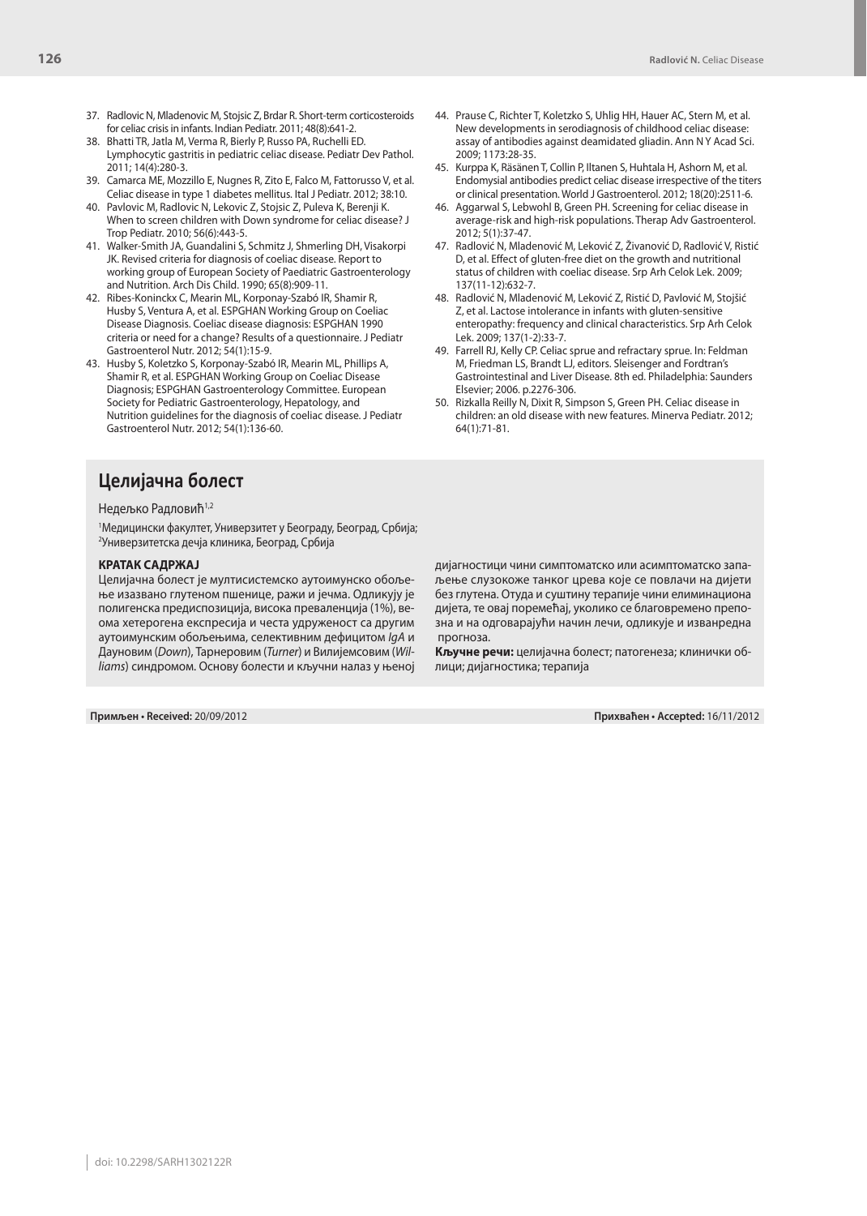37. Radlovic N, Mladenovic M, Stojsic Z, Brdar R. Short-term corticosteroids for celiac crisis in infants. Indian Pediatr. 2011; 48(8):641-2.
38. Bhatti TR, Jatla M, Verma R, Bierly P, Russo PA, Ruchelli ED. Lymphocytic gastritis in pediatric celiac disease. Pediatr Dev Pathol. 2011; 14(4):280-3.
39. Camarca ME, Mozzillo E, Nugnes R, Zito E, Falco M, Fattorusso V, et al. Celiac disease in type 1 diabetes mellitus. Ital J Pediatr. 2012; 38:10.
40. Pavlovic M, Radlovic N, Lekovic Z, Stojsic Z, Puleva K, Berenji K. When to screen children with Down syndrome for celiac disease? J Trop Pediatr. 2010; 56(6):443-5.
41. Walker-Smith JA, Guandalini S, Schmitz J, Shmerling DH, Visakorpi JK. Revised criteria for diagnosis of coeliac disease. Report to working group of European Society of Paediatric Gastroenterology and Nutrition. Arch Dis Child. 1990; 65(8):909-11.
42. Ribes-Koninckx C, Mearin ML, Korponay-Szabó IR, Shamir R, Husby S, Ventura A, et al. ESPGHAN Working Group on Coeliac Disease Diagnosis. Coeliac disease diagnosis: ESPGHAN 1990 criteria or need for a change? Results of a questionnaire. J Pediatr Gastroenterol Nutr. 2012; 54(1):15-9.
43. Husby S, Koletzko S, Korponay-Szabó IR, Mearin ML, Phillips A, Shamir R, et al. ESPGHAN Working Group on Coeliac Disease Diagnosis; ESPGHAN Gastroenterology Committee. European Society for Pediatric Gastroenterology, Hepatology, and Nutrition guidelines for the diagnosis of coeliac disease. J Pediatr Gastroenterol Nutr. 2012; 54(1):136-60.
44. Prause C, Richter T, Koletzko S, Uhlig HH, Hauer AC, Stern M, et al. New developments in serodiagnosis of childhood celiac disease: assay of antibodies against deamidated gliadin. Ann N Y Acad Sci. 2009; 1173:28-35.
45. Kurppa K, Räsänen T, Collin P, Iltanen S, Huhtala H, Ashorn M, et al. Endomysial antibodies predict celiac disease irrespective of the titers or clinical presentation. World J Gastroenterol. 2012; 18(20):2511-6.
46. Aggarwal S, Lebwohl B, Green PH. Screening for celiac disease in average-risk and high-risk populations. Therap Adv Gastroenterol. 2012; 5(1):37-47.
47. Radlović N, Mladenović M, Leković Z, Živanović D, Radlović V, Ristić D, et al. Effect of gluten-free diet on the growth and nutritional status of children with coeliac disease. Srp Arh Celok Lek. 2009; 137(11-12):632-7.
48. Radlović N, Mladenović M, Leković Z, Ristić D, Pavlović M, Stojšić Z, et al. Lactose intolerance in infants with gluten-sensitive enteropathy: frequency and clinical characteristics. Srp Arh Celok Lek. 2009; 137(1-2):33-7.
49. Farrell RJ, Kelly CP. Celiac sprue and refractory sprue. In: Feldman M, Friedman LS, Brandt LJ, editors. Sleisenger and Fordtran's Gastrointestinal and Liver Disease. 8th ed. Philadelphia: Saunders Elsevier; 2006. p.2276-306.
50. Rizkalla Reilly N, Dixit R, Simpson S, Green PH. Celiac disease in children: an old disease with new features. Minerva Pediatr. 2012; 64(1):71-81.

# Целијачна болест

Недељко Радловић[1,2]

[1]Медицински факултет, Универзитет у Београду, Београд, Србија;
[2]Универзитетска дечја клиника, Београд, Србија

**КРАТАК САДРЖАЈ**

Целијачна болест је мултисистемско аутоимунско обољење изазвано глутеном пшенице, ражи и јечма. Одликују је полигенска предиспозиција, висока преваленција (1%), веома хетерогена експресија и честа удруженост са другим аутоимунским обољењима, селективним дефицитом *IgA* и Дауновим (*Down*), Тарнеровим (*Turner*) и Вилијемсовим (*Williams*) синдромом. Основу болести и кључни налаз у њеној дијагностици чини симптоматско или асимптоматско запаљење слузокоже танког црева које се повлачи на дијети без глутена. Отуда и суштину терапије чини елиминациона дијета, те овај поремећај, уколико се благовремено препозна и на одговарајући начин лечи, одликује и изванредна прогноза.

**Кључне речи:** целијачна болест; патогенеза; клинички облици; дијагностика; терапија

**Примљен • Received:** 20/09/2012 **Прихваћен • Accepted:** 16/11/2012

doi: 10.2298/SARH1302122R